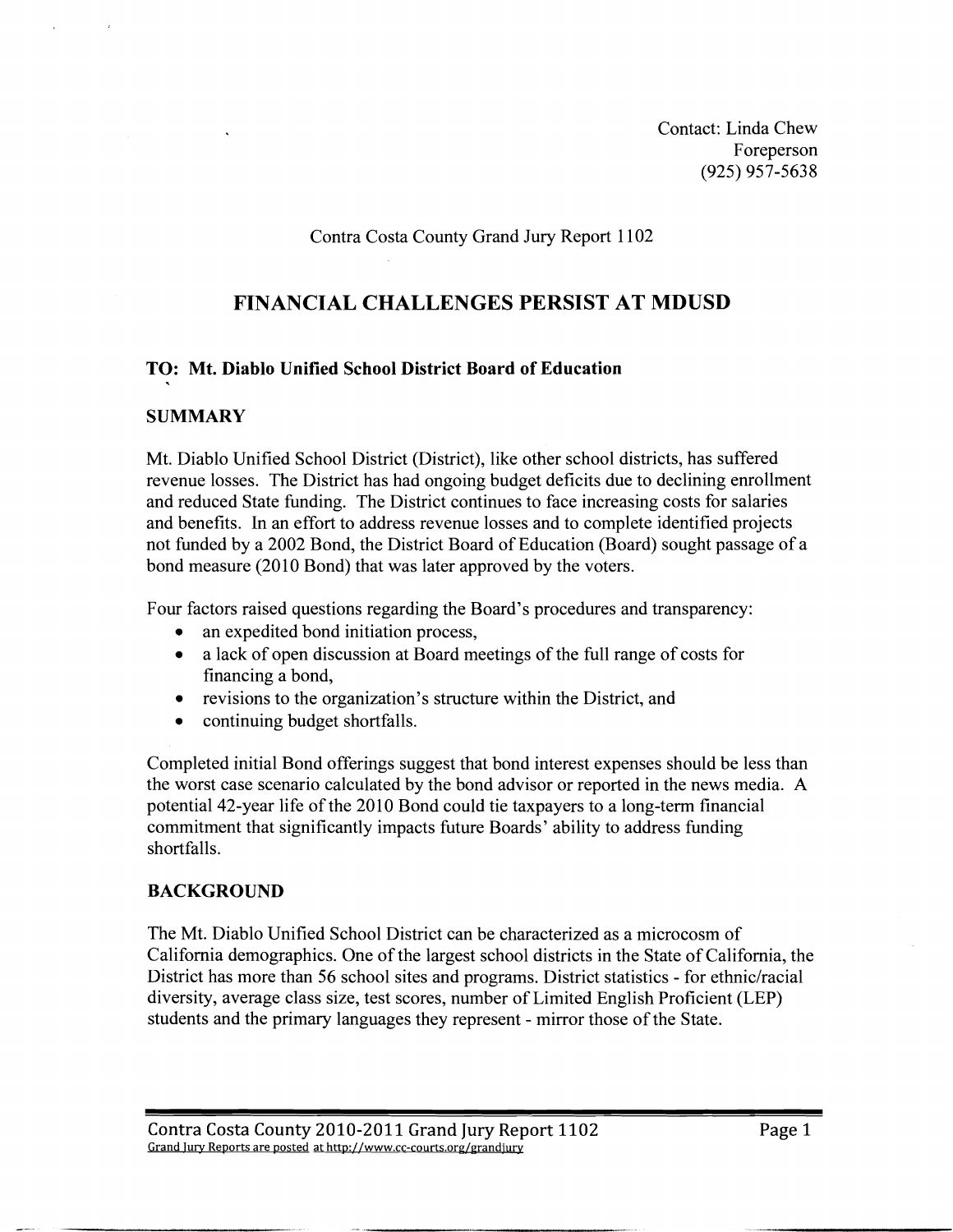Contact: Linda Chew
Foreperson
(925) 957-5638

Contra Costa County Grand Jury Report 1102

# FINANCIAL CHALLENGES PERSIST AT MDUSD

### TO: Mt. Diablo Unified School District Board of Education

## SUMMARY

Mt. Diablo Unified School District (District), like other school districts, has suffered revenue losses. The District has had ongoing budget deficits due to declining enrollment and reduced State funding. The District continues to face increasing costs for salaries and benefits. In an effort to address revenue losses and to complete identified projects not funded by a 2002 Bond, the District Board of Education (Board) sought passage of a bond measure (2010 Bond) that was later approved by the voters.

Four factors raised questions regarding the Board's procedures and transparency:

- an expedited bond initiation process,
- a lack of open discussion at Board meetings of the full range of costs for financing a bond,
- revisions to the organization's structure within the District, and
- continuing budget shortfalls.

Completed initial Bond offerings suggest that bond interest expenses should be less than the worst case scenario calculated by the bond advisor or reported in the news media. A potential 42-year life of the 2010 Bond could tie taxpayers to a long-term financial commitment that significantly impacts future Boards' ability to address funding shortfalls.

## BACKGROUND

The Mt. Diablo Unified School District can be characterized as a microcosm of California demographics. One of the largest school districts in the State of California, the District has more than 56 school sites and programs. District statistics - for ethnic/racial diversity, average class size, test scores, number of Limited English Proficient (LEP) students and the primary languages they represent - mirror those of the State.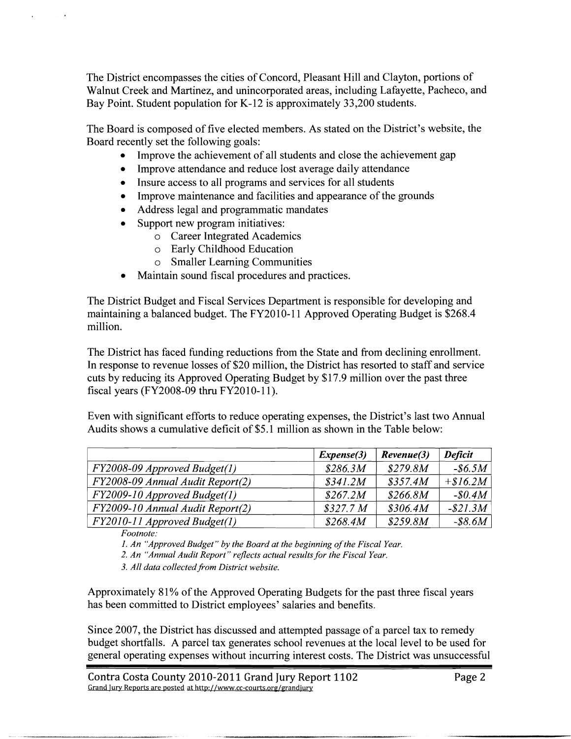The District encompasses the cities of Concord, Pleasant Hill and Clayton, portions of Walnut Creek and Martinez, and unincorporated areas, including Lafayette, Pacheco, and Bay Point. Student population for K-12 is approximately 33,200 students.

The Board is composed of five elected members. As stated on the District's website, the Board recently set the following goals:

- Improve the achievement of all students and close the achievement gap
- Improve attendance and reduce lost average daily attendance
- Insure access to all programs and services for all students
- Improve maintenance and facilities and appearance of the grounds
- Address legal and programmatic mandates
- Support new program initiatives:
  - Career Integrated Academics
  - Early Childhood Education
  - Smaller Learning Communities
- Maintain sound fiscal procedures and practices.

The District Budget and Fiscal Services Department is responsible for developing and maintaining a balanced budget. The FY2010-11 Approved Operating Budget is $268.4 million.

The District has faced funding reductions from the State and from declining enrollment. In response to revenue losses of $20 million, the District has resorted to staff and service cuts by reducing its Approved Operating Budget by $17.9 million over the past three fiscal years (FY2008-09 thru FY2010-11).

Even with significant efforts to reduce operating expenses, the District's last two Annual Audits shows a cumulative deficit of $5.1 million as shown in the Table below:

| | ***Expense(3)*** | ***Revenue(3)*** | ***Deficit*** |
|---|---|---|---|
| *FY2008-09 Approved Budget(1)* | *$286.3M* | *$279.8M* | *-$6.5M* |
| *FY2008-09 Annual Audit Report(2)* | *$341.2M* | *$357.4M* | *+$16.2M* |
| *FY2009-10 Approved Budget(1)* | *$267.2M* | *$266.8M* | *-$0.4M* |
| *FY2009-10 Annual Audit Report(2)* | *$327.7 M* | *$306.4M* | *-$21.3M* |
| *FY2010-11 Approved Budget(1)* | *$268.4M* | *$259.8M* | *-$8.6M* |

*Footnote:*

*1. An "Approved Budget" by the Board at the beginning of the Fiscal Year.*

*2. An "Annual Audit Report" reflects actual results for the Fiscal Year.*

*3. All data collected from District website.*

Approximately 81% of the Approved Operating Budgets for the past three fiscal years has been committed to District employees' salaries and benefits.

Since 2007, the District has discussed and attempted passage of a parcel tax to remedy budget shortfalls. A parcel tax generates school revenues at the local level to be used for general operating expenses without incurring interest costs. The District was unsuccessful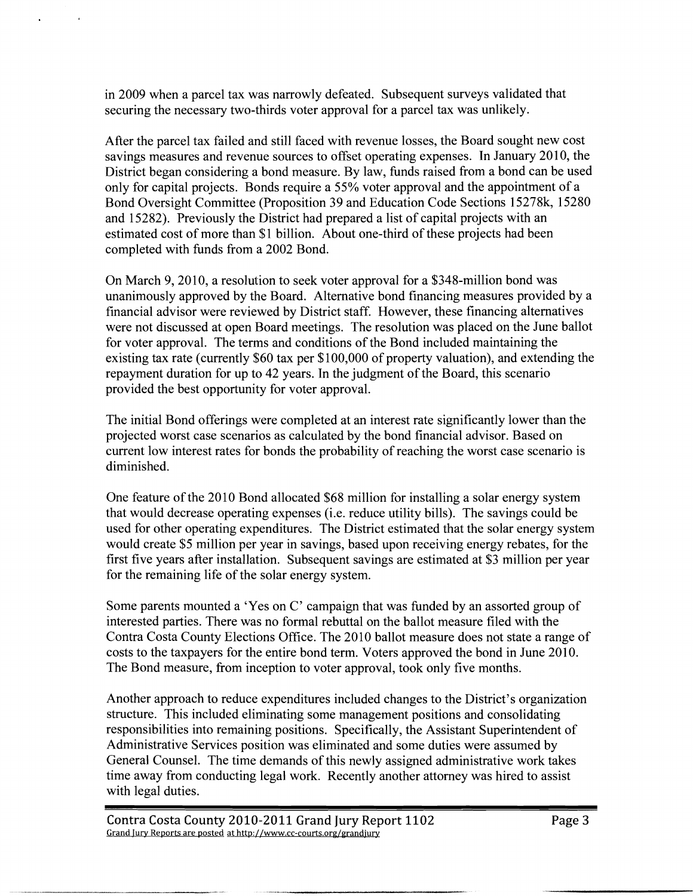in 2009 when a parcel tax was narrowly defeated. Subsequent surveys validated that securing the necessary two-thirds voter approval for a parcel tax was unlikely.

After the parcel tax failed and still faced with revenue losses, the Board sought new cost savings measures and revenue sources to offset operating expenses. In January 2010, the District began considering a bond measure. By law, funds raised from a bond can be used only for capital projects. Bonds require a 55% voter approval and the appointment of a Bond Oversight Committee (Proposition 39 and Education Code Sections 15278k, 15280 and 15282). Previously the District had prepared a list of capital projects with an estimated cost of more than $1 billion. About one-third of these projects had been completed with funds from a 2002 Bond.

On March 9, 2010, a resolution to seek voter approval for a $348-million bond was unanimously approved by the Board. Alternative bond financing measures provided by a financial advisor were reviewed by District staff. However, these financing alternatives were not discussed at open Board meetings. The resolution was placed on the June ballot for voter approval. The terms and conditions of the Bond included maintaining the existing tax rate (currently $60 tax per $100,000 of property valuation), and extending the repayment duration for up to 42 years. In the judgment of the Board, this scenario provided the best opportunity for voter approval.

The initial Bond offerings were completed at an interest rate significantly lower than the projected worst case scenarios as calculated by the bond financial advisor. Based on current low interest rates for bonds the probability of reaching the worst case scenario is diminished.

One feature of the 2010 Bond allocated $68 million for installing a solar energy system that would decrease operating expenses (i.e. reduce utility bills). The savings could be used for other operating expenditures. The District estimated that the solar energy system would create $5 million per year in savings, based upon receiving energy rebates, for the first five years after installation. Subsequent savings are estimated at $3 million per year for the remaining life of the solar energy system.

Some parents mounted a 'Yes on C' campaign that was funded by an assorted group of interested parties. There was no formal rebuttal on the ballot measure filed with the Contra Costa County Elections Office. The 2010 ballot measure does not state a range of costs to the taxpayers for the entire bond term. Voters approved the bond in June 2010. The Bond measure, from inception to voter approval, took only five months.

Another approach to reduce expenditures included changes to the District's organization structure. This included eliminating some management positions and consolidating responsibilities into remaining positions. Specifically, the Assistant Superintendent of Administrative Services position was eliminated and some duties were assumed by General Counsel. The time demands of this newly assigned administrative work takes time away from conducting legal work. Recently another attorney was hired to assist with legal duties.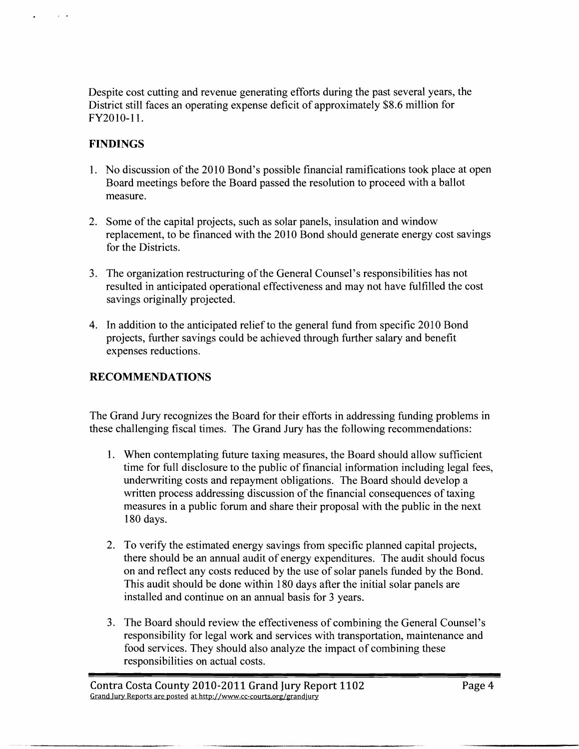Despite cost cutting and revenue generating efforts during the past several years, the District still faces an operating expense deficit of approximately $8.6 million for FY2010-11.

## FINDINGS

1. No discussion of the 2010 Bond's possible financial ramifications took place at open Board meetings before the Board passed the resolution to proceed with a ballot measure.
2. Some of the capital projects, such as solar panels, insulation and window replacement, to be financed with the 2010 Bond should generate energy cost savings for the Districts.
3. The organization restructuring of the General Counsel's responsibilities has not resulted in anticipated operational effectiveness and may not have fulfilled the cost savings originally projected.
4. In addition to the anticipated relief to the general fund from specific 2010 Bond projects, further savings could be achieved through further salary and benefit expenses reductions.

## RECOMMENDATIONS

The Grand Jury recognizes the Board for their efforts in addressing funding problems in these challenging fiscal times. The Grand Jury has the following recommendations:

1. When contemplating future taxing measures, the Board should allow sufficient time for full disclosure to the public of financial information including legal fees, underwriting costs and repayment obligations. The Board should develop a written process addressing discussion of the financial consequences of taxing measures in a public forum and share their proposal with the public in the next 180 days.
2. To verify the estimated energy savings from specific planned capital projects, there should be an annual audit of energy expenditures. The audit should focus on and reflect any costs reduced by the use of solar panels funded by the Bond. This audit should be done within 180 days after the initial solar panels are installed and continue on an annual basis for 3 years.
3. The Board should review the effectiveness of combining the General Counsel's responsibility for legal work and services with transportation, maintenance and food services. They should also analyze the impact of combining these responsibilities on actual costs.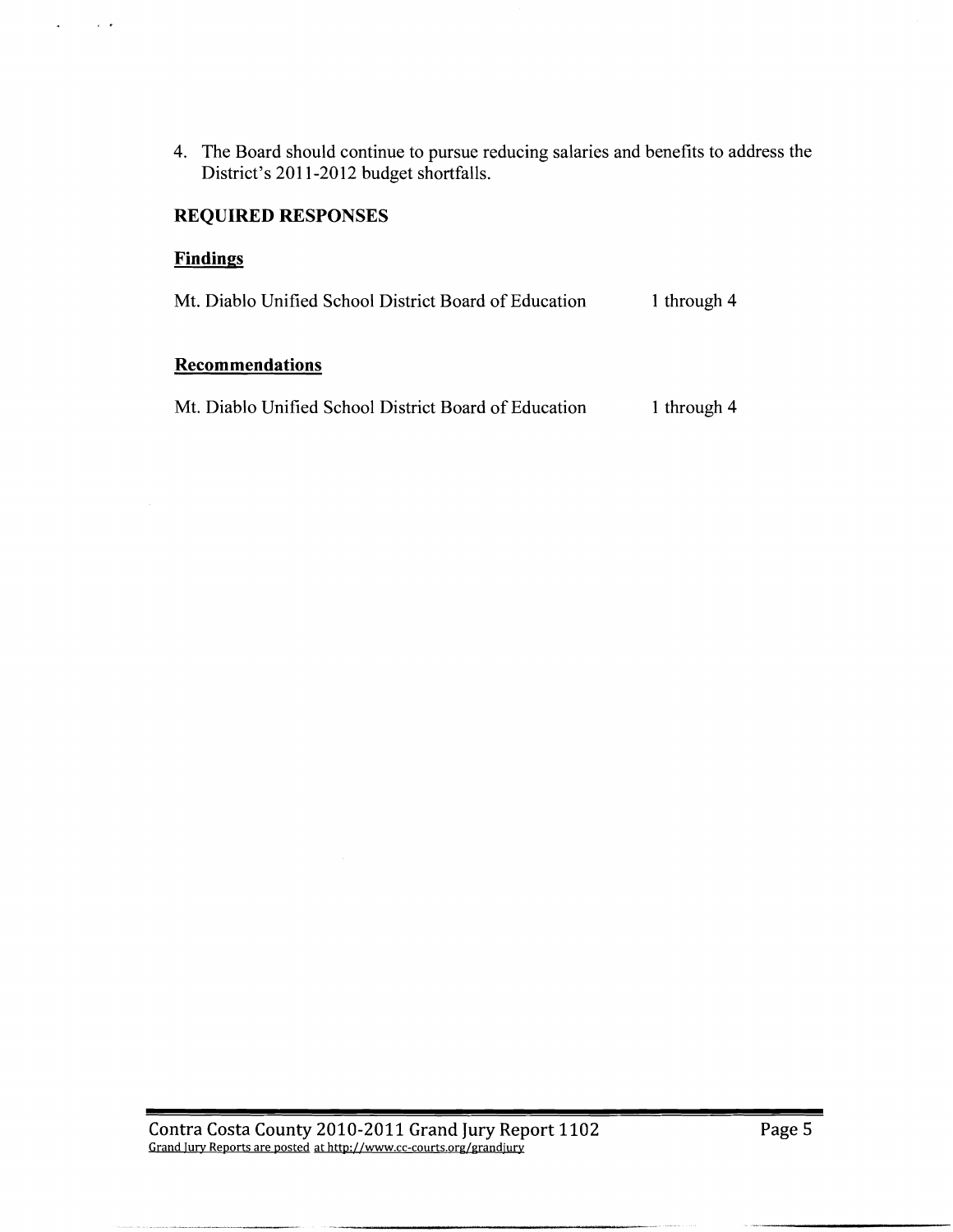4. The Board should continue to pursue reducing salaries and benefits to address the District's 2011-2012 budget shortfalls.

## REQUIRED RESPONSES

### Findings

| | |
|---|---|
| Mt. Diablo Unified School District Board of Education | 1 through 4 |

### Recommendations

| | |
|---|---|
| Mt. Diablo Unified School District Board of Education | 1 through 4 |